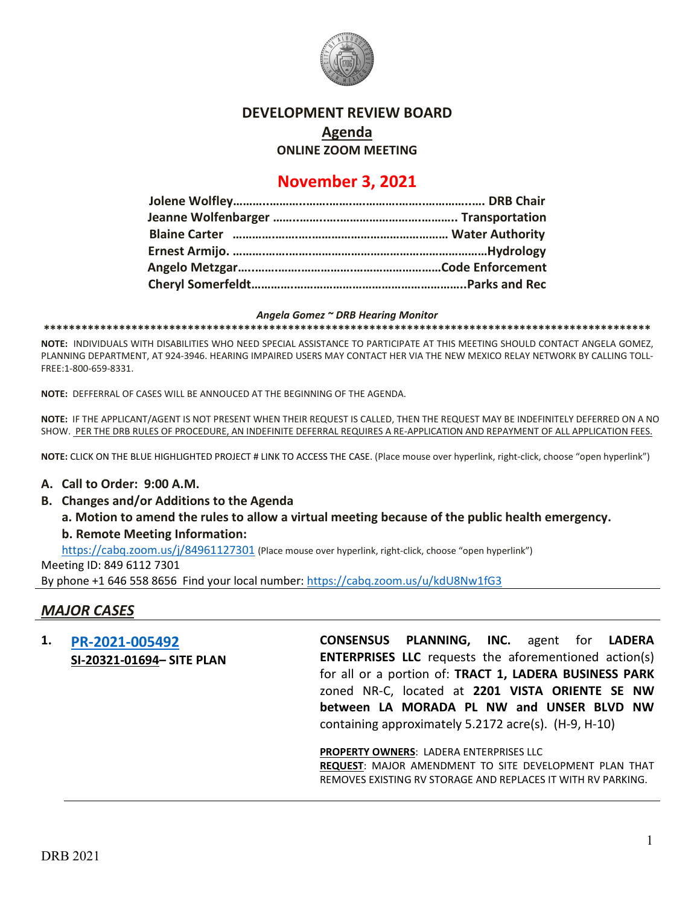# DEVELOPMENT REVIEW BOARD

## Agenda

### ONLINE ZOOM MEETING

## November 3, 2021

**Jolene Wolfley………………………………………………………………. DRB Chair**
**Jeanne Wolfenbarger ………………………………………………….. Transportation**
**Blaine Carter ……………………………………………………… Water Authority**
**Ernest Armijo. ……………………………………………………………………Hydrology**
**Angelo Metzgar………………………………………………………Code Enforcement**
**Cheryl Somerfeldt………………………………………………………..Parks and Rec**

***Angela Gomez ~ DRB Hearing Monitor***

**NOTE:** INDIVIDUALS WITH DISABILITIES WHO NEED SPECIAL ASSISTANCE TO PARTICIPATE AT THIS MEETING SHOULD CONTACT ANGELA GOMEZ, PLANNING DEPARTMENT, AT 924-3946. HEARING IMPAIRED USERS MAY CONTACT HER VIA THE NEW MEXICO RELAY NETWORK BY CALLING TOLL-FREE:1-800-659-8331.

**NOTE:** DEFFERRAL OF CASES WILL BE ANNOUCED AT THE BEGINNING OF THE AGENDA.

**NOTE:** IF THE APPLICANT/AGENT IS NOT PRESENT WHEN THEIR REQUEST IS CALLED, THEN THE REQUEST MAY BE INDEFINITELY DEFERRED ON A NO SHOW. PER THE DRB RULES OF PROCEDURE, AN INDEFINITE DEFERRAL REQUIRES A RE-APPLICATION AND REPAYMENT OF ALL APPLICATION FEES.

**NOTE:** CLICK ON THE BLUE HIGHLIGHTED PROJECT # LINK TO ACCESS THE CASE. (Place mouse over hyperlink, right-click, choose "open hyperlink")

**A. Call to Order: 9:00 A.M.**

**B. Changes and/or Additions to the Agenda**

**a. Motion to amend the rules to allow a virtual meeting because of the public health emergency.**

**b. Remote Meeting Information:**

https://cabq.zoom.us/j/84961127301 (Place mouse over hyperlink, right-click, choose "open hyperlink")

Meeting ID: 849 6112 7301

By phone +1 646 558 8656 Find your local number: https://cabq.zoom.us/u/kdU8Nw1fG3

## *MAJOR CASES*

**1. PR-2021-005492**
**SI-20321-01694– SITE PLAN**

**CONSENSUS PLANNING, INC.** agent for **LADERA ENTERPRISES LLC** requests the aforementioned action(s) for all or a portion of: **TRACT 1, LADERA BUSINESS PARK** zoned NR-C, located at **2201 VISTA ORIENTE SE NW between LA MORADA PL NW and UNSER BLVD NW** containing approximately 5.2172 acre(s). (H-9, H-10)

**PROPERTY OWNERS**: LADERA ENTERPRISES LLC
**REQUEST**: MAJOR AMENDMENT TO SITE DEVELOPMENT PLAN THAT REMOVES EXISTING RV STORAGE AND REPLACES IT WITH RV PARKING.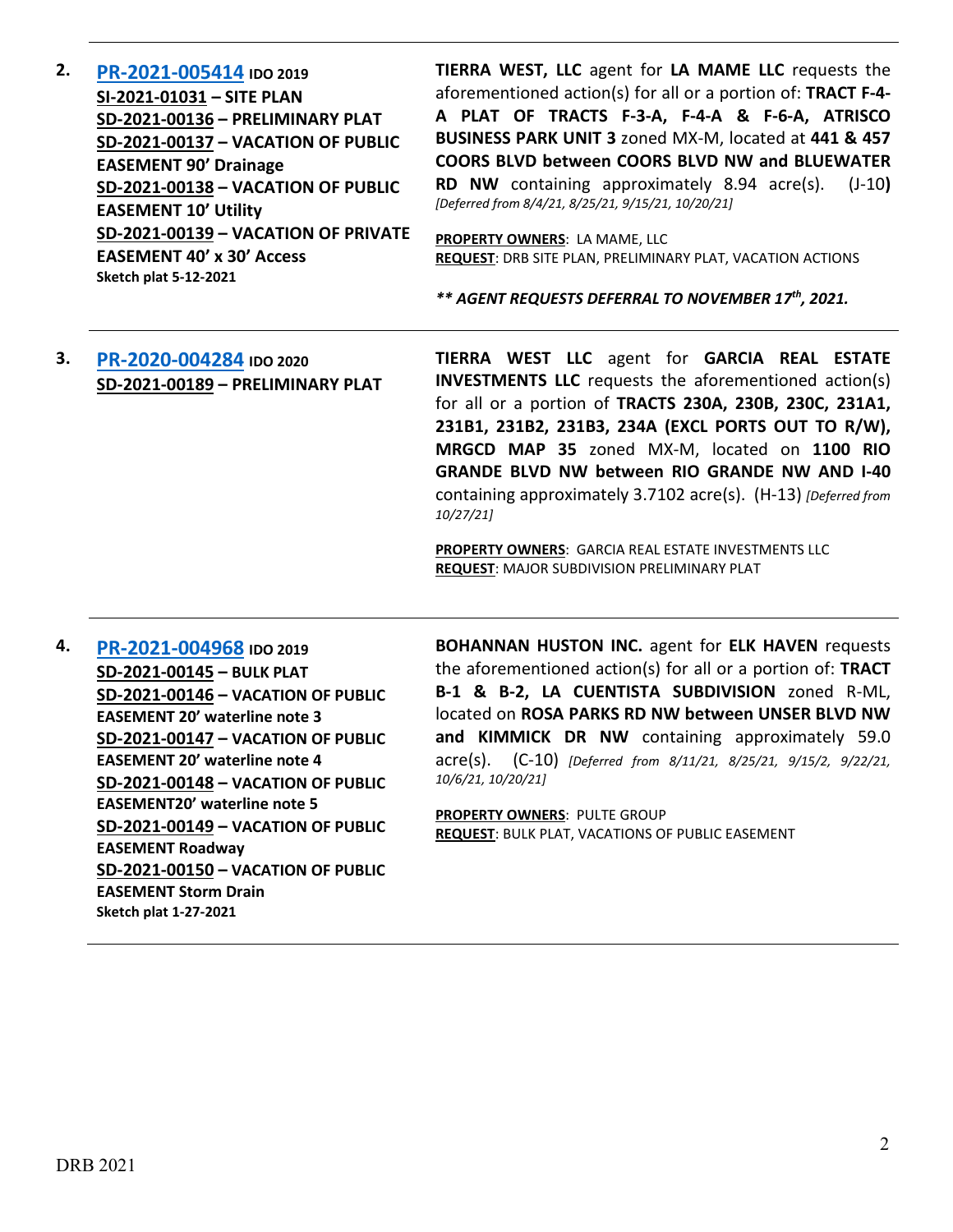**2.** **PR-2021-005414** **IDO 2019**
**SI-2021-01031 – SITE PLAN**
**SD-2021-00136 – PRELIMINARY PLAT**
**SD-2021-00137 – VACATION OF PUBLIC EASEMENT 90' Drainage**
**SD-2021-00138 – VACATION OF PUBLIC EASEMENT 10' Utility**
**SD-2021-00139 – VACATION OF PRIVATE EASEMENT 40' x 30' Access**
**Sketch plat 5-12-2021**

**TIERRA WEST, LLC** agent for **LA MAME LLC** requests the aforementioned action(s) for all or a portion of: **TRACT F-4-A PLAT OF TRACTS F-3-A, F-4-A & F-6-A, ATRISCO BUSINESS PARK UNIT 3** zoned MX-M, located at **441 & 457 COORS BLVD between COORS BLVD NW and BLUEWATER RD NW** containing approximately 8.94 acre(s). (J-10**)** *[Deferred from 8/4/21, 8/25/21, 9/15/21, 10/20/21]*

**PROPERTY OWNERS**: LA MAME, LLC
**REQUEST**: DRB SITE PLAN, PRELIMINARY PLAT, VACATION ACTIONS

***\*\* AGENT REQUESTS DEFERRAL TO NOVEMBER 17th, 2021.***

---

**3.** **PR-2020-004284** **IDO 2020**
**SD-2021-00189 – PRELIMINARY PLAT**

**TIERRA WEST LLC** agent for **GARCIA REAL ESTATE INVESTMENTS LLC** requests the aforementioned action(s) for all or a portion of **TRACTS 230A, 230B, 230C, 231A1, 231B1, 231B2, 231B3, 234A (EXCL PORTS OUT TO R/W), MRGCD MAP 35** zoned MX-M, located on **1100 RIO GRANDE BLVD NW between RIO GRANDE NW AND I-40** containing approximately 3.7102 acre(s). (H-13) *[Deferred from 10/27/21]*

**PROPERTY OWNERS**: GARCIA REAL ESTATE INVESTMENTS LLC
**REQUEST**: MAJOR SUBDIVISION PRELIMINARY PLAT

---

**4.** **PR-2021-004968** **IDO 2019**
**SD-2021-00145 – BULK PLAT**
**SD-2021-00146 – VACATION OF PUBLIC EASEMENT 20' waterline note 3**
**SD-2021-00147 – VACATION OF PUBLIC EASEMENT 20' waterline note 4**
**SD-2021-00148 – VACATION OF PUBLIC EASEMENT20' waterline note 5**
**SD-2021-00149 – VACATION OF PUBLIC EASEMENT Roadway**
**SD-2021-00150 – VACATION OF PUBLIC EASEMENT Storm Drain**
**Sketch plat 1-27-2021**

**BOHANNAN HUSTON INC.** agent for **ELK HAVEN** requests the aforementioned action(s) for all or a portion of: **TRACT B-1 & B-2, LA CUENTISTA SUBDIVISION** zoned R-ML, located on **ROSA PARKS RD NW between UNSER BLVD NW and KIMMICK DR NW** containing approximately 59.0 acre(s). (C-10) *[Deferred from 8/11/21, 8/25/21, 9/15/2, 9/22/21, 10/6/21, 10/20/21]*

**PROPERTY OWNERS**: PULTE GROUP
**REQUEST**: BULK PLAT, VACATIONS OF PUBLIC EASEMENT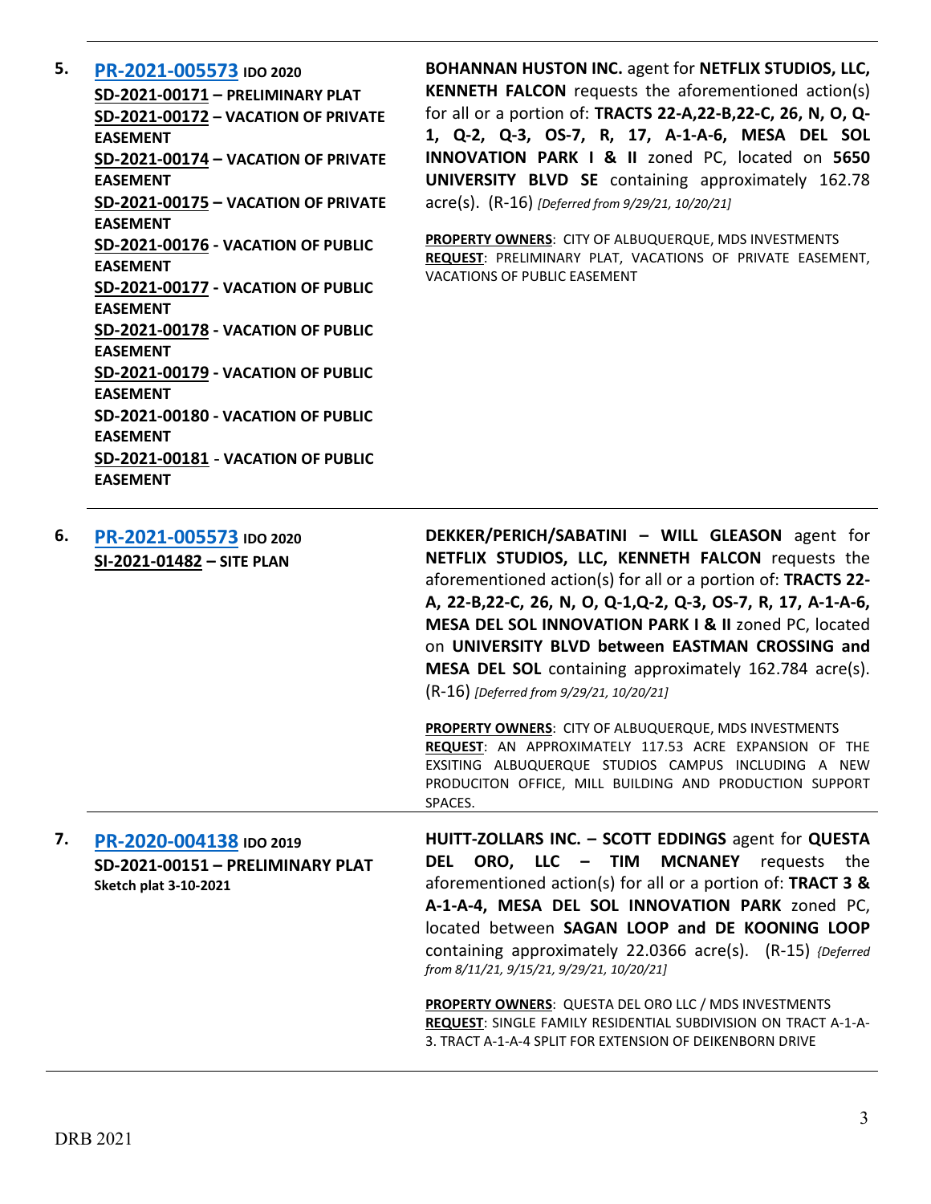**5.** **PR-2021-005573** **IDO 2020**
**SD-2021-00171 – PRELIMINARY PLAT**
**SD-2021-00172 – VACATION OF PRIVATE EASEMENT**
**SD-2021-00174 – VACATION OF PRIVATE EASEMENT**
**SD-2021-00175 – VACATION OF PRIVATE EASEMENT**
**SD-2021-00176 - VACATION OF PUBLIC EASEMENT**
**SD-2021-00177 - VACATION OF PUBLIC EASEMENT**
**SD-2021-00178 - VACATION OF PUBLIC EASEMENT**
**SD-2021-00179 - VACATION OF PUBLIC EASEMENT**
**SD-2021-00180 - VACATION OF PUBLIC EASEMENT**
**SD-2021-00181 - VACATION OF PUBLIC EASEMENT**

**BOHANNAN HUSTON INC.** agent for **NETFLIX STUDIOS, LLC, KENNETH FALCON** requests the aforementioned action(s) for all or a portion of: **TRACTS 22-A,22-B,22-C, 26, N, O, Q-1, Q-2, Q-3, OS-7, R, 17, A-1-A-6, MESA DEL SOL INNOVATION PARK I & II** zoned PC, located on **5650 UNIVERSITY BLVD SE** containing approximately 162.78 acre(s). (R-16) *[Deferred from 9/29/21, 10/20/21]*

**PROPERTY OWNERS**: CITY OF ALBUQUERQUE, MDS INVESTMENTS
**REQUEST**: PRELIMINARY PLAT, VACATIONS OF PRIVATE EASEMENT, VACATIONS OF PUBLIC EASEMENT

---

**6.** **PR-2021-005573** **IDO 2020**
**SI-2021-01482 – SITE PLAN**

**DEKKER/PERICH/SABATINI – WILL GLEASON** agent for **NETFLIX STUDIOS, LLC, KENNETH FALCON** requests the aforementioned action(s) for all or a portion of: **TRACTS 22-A, 22-B,22-C, 26, N, O, Q-1,Q-2, Q-3, OS-7, R, 17, A-1-A-6, MESA DEL SOL INNOVATION PARK I & II** zoned PC, located on **UNIVERSITY BLVD between EASTMAN CROSSING and MESA DEL SOL** containing approximately 162.784 acre(s). (R-16) *[Deferred from 9/29/21, 10/20/21]*

**PROPERTY OWNERS**: CITY OF ALBUQUERQUE, MDS INVESTMENTS
**REQUEST**: AN APPROXIMATELY 117.53 ACRE EXPANSION OF THE EXSITING ALBUQUERQUE STUDIOS CAMPUS INCLUDING A NEW PRODUCITON OFFICE, MILL BUILDING AND PRODUCTION SUPPORT SPACES.

---

**7.** **PR-2020-004138** **IDO 2019**
**SD-2021-00151 – PRELIMINARY PLAT**
**Sketch plat 3-10-2021**

**HUITT-ZOLLARS INC. – SCOTT EDDINGS** agent for **QUESTA DEL ORO, LLC – TIM MCNANEY** requests the aforementioned action(s) for all or a portion of: **TRACT 3 & A-1-A-4, MESA DEL SOL INNOVATION PARK** zoned PC, located between **SAGAN LOOP and DE KOONING LOOP** containing approximately 22.0366 acre(s). (R-15) *{Deferred from 8/11/21, 9/15/21, 9/29/21, 10/20/21]*

**PROPERTY OWNERS**: QUESTA DEL ORO LLC / MDS INVESTMENTS
**REQUEST**: SINGLE FAMILY RESIDENTIAL SUBDIVISION ON TRACT A-1-A-3. TRACT A-1-A-4 SPLIT FOR EXTENSION OF DEIKENBORN DRIVE

---

DRB 2021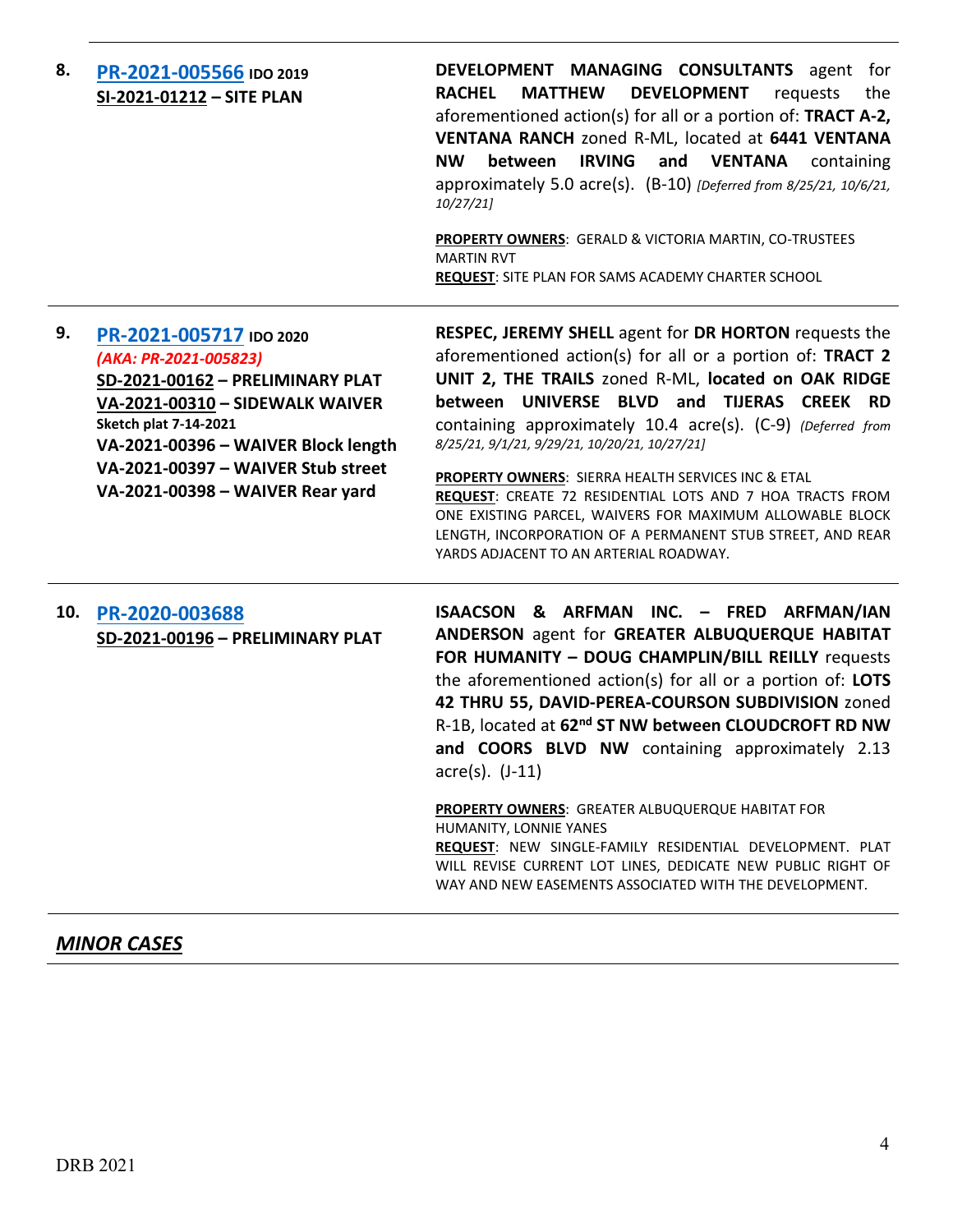**8. PR-2021-005566** IDO 2019
**SI-2021-01212 – SITE PLAN**

**DEVELOPMENT MANAGING CONSULTANTS** agent for **RACHEL MATTHEW DEVELOPMENT** requests the aforementioned action(s) for all or a portion of: **TRACT A-2, VENTANA RANCH** zoned R-ML, located at **6441 VENTANA NW between IRVING and VENTANA** containing approximately 5.0 acre(s). (B-10) *[Deferred from 8/25/21, 10/6/21, 10/27/21]*

**PROPERTY OWNERS**: GERALD & VICTORIA MARTIN, CO-TRUSTEES MARTIN RVT
**REQUEST**: SITE PLAN FOR SAMS ACADEMY CHARTER SCHOOL

---

**9. PR-2021-005717** IDO 2020
*(AKA: PR-2021-005823)*
**SD-2021-00162 – PRELIMINARY PLAT**
**VA-2021-00310 – SIDEWALK WAIVER**
**Sketch plat 7-14-2021**
**VA-2021-00396 – WAIVER Block length**
**VA-2021-00397 – WAIVER Stub street**
**VA-2021-00398 – WAIVER Rear yard**

**RESPEC, JEREMY SHELL** agent for **DR HORTON** requests the aforementioned action(s) for all or a portion of: **TRACT 2 UNIT 2, THE TRAILS** zoned R-ML, **located on OAK RIDGE between UNIVERSE BLVD and TIJERAS CREEK RD** containing approximately 10.4 acre(s). (C-9) *(Deferred from 8/25/21, 9/1/21, 9/29/21, 10/20/21, 10/27/21]*

**PROPERTY OWNERS**: SIERRA HEALTH SERVICES INC & ETAL
**REQUEST**: CREATE 72 RESIDENTIAL LOTS AND 7 HOA TRACTS FROM ONE EXISTING PARCEL, WAIVERS FOR MAXIMUM ALLOWABLE BLOCK LENGTH, INCORPORATION OF A PERMANENT STUB STREET, AND REAR YARDS ADJACENT TO AN ARTERIAL ROADWAY.

---

**10. PR-2020-003688**
**SD-2021-00196 – PRELIMINARY PLAT**

**ISAACSON & ARFMAN INC. – FRED ARFMAN/IAN ANDERSON** agent for **GREATER ALBUQUERQUE HABITAT FOR HUMANITY – DOUG CHAMPLIN/BILL REILLY** requests the aforementioned action(s) for all or a portion of: **LOTS 42 THRU 55, DAVID-PEREA-COURSON SUBDIVISION** zoned R-1B, located at **62nd ST NW between CLOUDCROFT RD NW and COORS BLVD NW** containing approximately 2.13 acre(s). (J-11)

**PROPERTY OWNERS**: GREATER ALBUQUERQUE HABITAT FOR HUMANITY, LONNIE YANES
**REQUEST**: NEW SINGLE-FAMILY RESIDENTIAL DEVELOPMENT. PLAT WILL REVISE CURRENT LOT LINES, DEDICATE NEW PUBLIC RIGHT OF WAY AND NEW EASEMENTS ASSOCIATED WITH THE DEVELOPMENT.

---

## *MINOR CASES*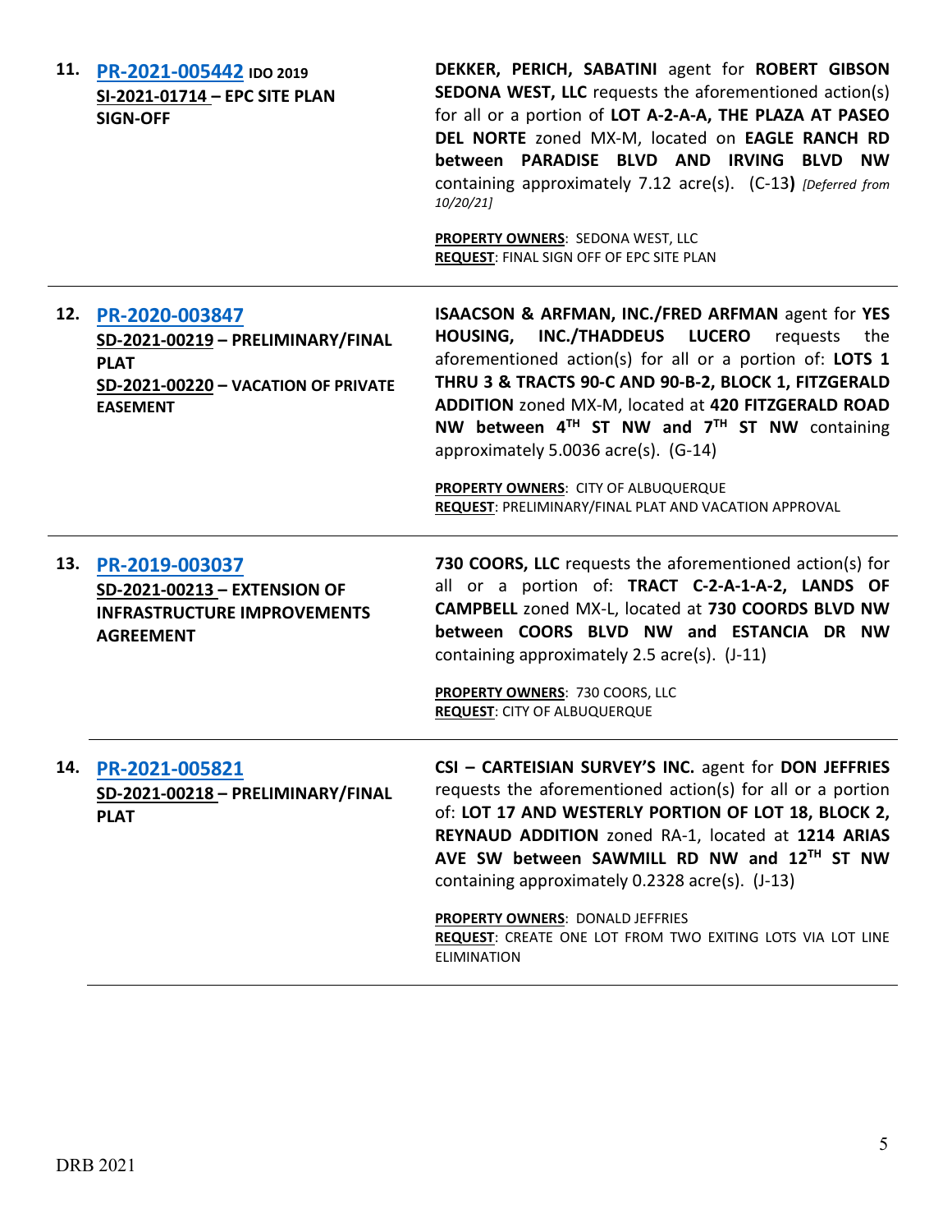**11.** **PR-2021-005442** **IDO 2019**
**SI-2021-01714 – EPC SITE PLAN SIGN-OFF**

**DEKKER, PERICH, SABATINI** agent for **ROBERT GIBSON SEDONA WEST, LLC** requests the aforementioned action(s) for all or a portion of **LOT A-2-A-A, THE PLAZA AT PASEO DEL NORTE** zoned MX-M, located on **EAGLE RANCH RD between PARADISE BLVD AND IRVING BLVD NW** containing approximately 7.12 acre(s). (C-13**)** *[Deferred from 10/20/21]*

**PROPERTY OWNERS**: SEDONA WEST, LLC
**REQUEST**: FINAL SIGN OFF OF EPC SITE PLAN

---

**12.** **PR-2020-003847**
**SD-2021-00219 – PRELIMINARY/FINAL PLAT**
**SD-2021-00220 – VACATION OF PRIVATE EASEMENT**

**ISAACSON & ARFMAN, INC./FRED ARFMAN** agent for **YES HOUSING, INC./THADDEUS LUCERO** requests the aforementioned action(s) for all or a portion of: **LOTS 1 THRU 3 & TRACTS 90-C AND 90-B-2, BLOCK 1, FITZGERALD ADDITION** zoned MX-M, located at **420 FITZGERALD ROAD NW between 4TH ST NW and 7TH ST NW** containing approximately 5.0036 acre(s). (G-14)

**PROPERTY OWNERS**: CITY OF ALBUQUERQUE
**REQUEST**: PRELIMINARY/FINAL PLAT AND VACATION APPROVAL

---

**13.** **PR-2019-003037**
**SD-2021-00213 – EXTENSION OF INFRASTRUCTURE IMPROVEMENTS AGREEMENT**

**730 COORS, LLC** requests the aforementioned action(s) for all or a portion of: **TRACT C-2-A-1-A-2, LANDS OF CAMPBELL** zoned MX-L, located at **730 COORDS BLVD NW between COORS BLVD NW and ESTANCIA DR NW** containing approximately 2.5 acre(s). (J-11)

**PROPERTY OWNERS**: 730 COORS, LLC
**REQUEST**: CITY OF ALBUQUERQUE

---

**14.** **PR-2021-005821**
**SD-2021-00218 – PRELIMINARY/FINAL PLAT**

**CSI – CARTEISIAN SURVEY'S INC.** agent for **DON JEFFRIES** requests the aforementioned action(s) for all or a portion of: **LOT 17 AND WESTERLY PORTION OF LOT 18, BLOCK 2, REYNAUD ADDITION** zoned RA-1, located at **1214 ARIAS AVE SW between SAWMILL RD NW and 12TH ST NW** containing approximately 0.2328 acre(s). (J-13)

**PROPERTY OWNERS**: DONALD JEFFRIES
**REQUEST**: CREATE ONE LOT FROM TWO EXITING LOTS VIA LOT LINE ELIMINATION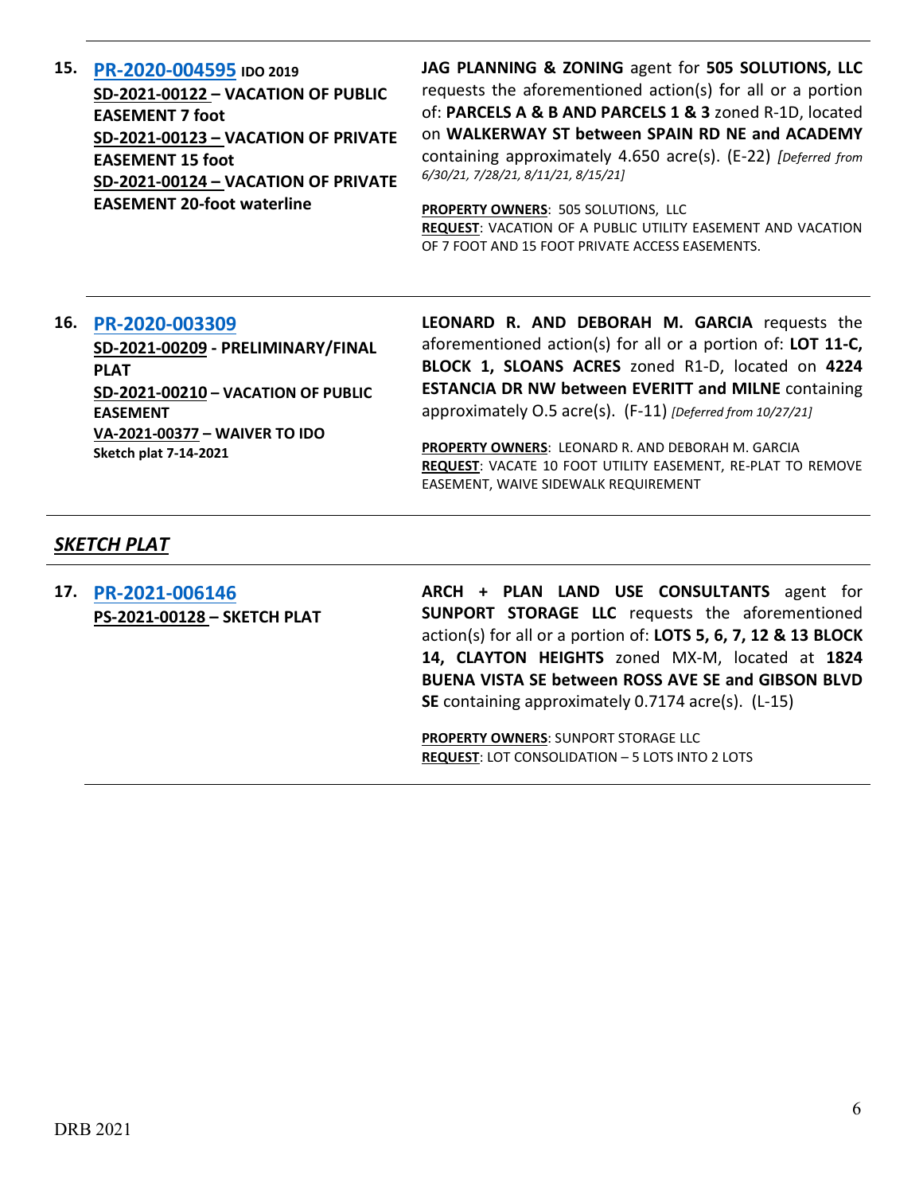**15. PR-2020-004595** **IDO 2019**
**SD-2021-00122 – VACATION OF PUBLIC EASEMENT 7 foot**
**SD-2021-00123 – VACATION OF PRIVATE EASEMENT 15 foot**
**SD-2021-00124 – VACATION OF PRIVATE EASEMENT 20-foot waterline**

**JAG PLANNING & ZONING** agent for **505 SOLUTIONS, LLC** requests the aforementioned action(s) for all or a portion of: **PARCELS A & B AND PARCELS 1 & 3** zoned R-1D, located on **WALKERWAY ST between SPAIN RD NE and ACADEMY** containing approximately 4.650 acre(s). (E-22) *[Deferred from 6/30/21, 7/28/21, 8/11/21, 8/15/21]*

**PROPERTY OWNERS**: 505 SOLUTIONS, LLC
**REQUEST**: VACATION OF A PUBLIC UTILITY EASEMENT AND VACATION OF 7 FOOT AND 15 FOOT PRIVATE ACCESS EASEMENTS.

---

**16. PR-2020-003309**
**SD-2021-00209 - PRELIMINARY/FINAL PLAT**
**SD-2021-00210 – VACATION OF PUBLIC EASEMENT**
**VA-2021-00377 – WAIVER TO IDO**
**Sketch plat 7-14-2021**

**LEONARD R. AND DEBORAH M. GARCIA** requests the aforementioned action(s) for all or a portion of: **LOT 11-C, BLOCK 1, SLOANS ACRES** zoned R1-D, located on **4224 ESTANCIA DR NW between EVERITT and MILNE** containing approximately O.5 acre(s). (F-11) *[Deferred from 10/27/21]*

**PROPERTY OWNERS**: LEONARD R. AND DEBORAH M. GARCIA
**REQUEST**: VACATE 10 FOOT UTILITY EASEMENT, RE-PLAT TO REMOVE EASEMENT, WAIVE SIDEWALK REQUIREMENT

---

## *SKETCH PLAT*

**17. PR-2021-006146**
**PS-2021-00128 – SKETCH PLAT**

**ARCH + PLAN LAND USE CONSULTANTS** agent for **SUNPORT STORAGE LLC** requests the aforementioned action(s) for all or a portion of: **LOTS 5, 6, 7, 12 & 13 BLOCK 14, CLAYTON HEIGHTS** zoned MX-M, located at **1824 BUENA VISTA SE between ROSS AVE SE and GIBSON BLVD SE** containing approximately 0.7174 acre(s). (L-15)

**PROPERTY OWNERS**: SUNPORT STORAGE LLC
**REQUEST**: LOT CONSOLIDATION – 5 LOTS INTO 2 LOTS

DRB 2021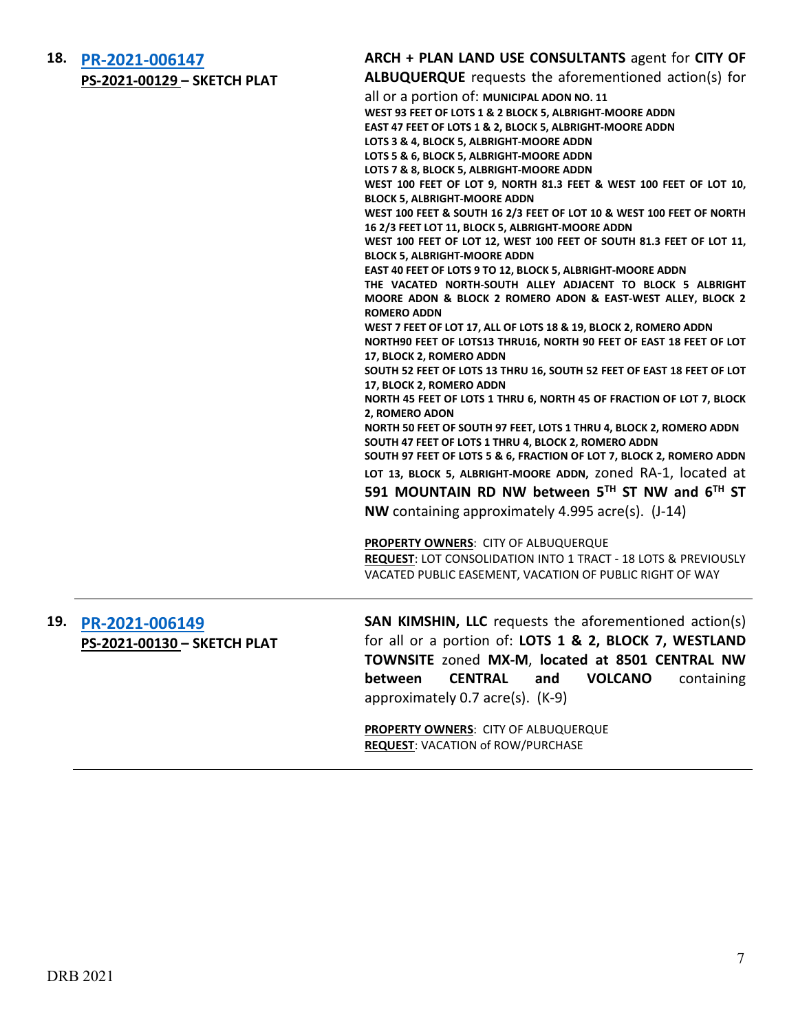**18. [PR-2021-006147](PR-2021-006147)**
**PS-2021-00129 – SKETCH PLAT**

**ARCH + PLAN LAND USE CONSULTANTS** agent for **CITY OF ALBUQUERQUE** requests the aforementioned action(s) for all or a portion of: **MUNICIPAL ADON NO. 11**
**WEST 93 FEET OF LOTS 1 & 2 BLOCK 5, ALBRIGHT-MOORE ADDN**
**EAST 47 FEET OF LOTS 1 & 2, BLOCK 5, ALBRIGHT-MOORE ADDN**
**LOTS 3 & 4, BLOCK 5, ALBRIGHT-MOORE ADDN**
**LOTS 5 & 6, BLOCK 5, ALBRIGHT-MOORE ADDN**
**LOTS 7 & 8, BLOCK 5, ALBRIGHT-MOORE ADDN**
**WEST 100 FEET OF LOT 9, NORTH 81.3 FEET & WEST 100 FEET OF LOT 10, BLOCK 5, ALBRIGHT-MOORE ADDN**
**WEST 100 FEET & SOUTH 16 2/3 FEET OF LOT 10 & WEST 100 FEET OF NORTH 16 2/3 FEET LOT 11, BLOCK 5, ALBRIGHT-MOORE ADDN**
**WEST 100 FEET OF LOT 12, WEST 100 FEET OF SOUTH 81.3 FEET OF LOT 11, BLOCK 5, ALBRIGHT-MOORE ADDN**
**EAST 40 FEET OF LOTS 9 TO 12, BLOCK 5, ALBRIGHT-MOORE ADDN**
**THE VACATED NORTH-SOUTH ALLEY ADJACENT TO BLOCK 5 ALBRIGHT MOORE ADON & BLOCK 2 ROMERO ADON & EAST-WEST ALLEY, BLOCK 2 ROMERO ADDN**
**WEST 7 FEET OF LOT 17, ALL OF LOTS 18 & 19, BLOCK 2, ROMERO ADDN**
**NORTH90 FEET OF LOTS13 THRU16, NORTH 90 FEET OF EAST 18 FEET OF LOT 17, BLOCK 2, ROMERO ADDN**
**SOUTH 52 FEET OF LOTS 13 THRU 16, SOUTH 52 FEET OF EAST 18 FEET OF LOT 17, BLOCK 2, ROMERO ADDN**
**NORTH 45 FEET OF LOTS 1 THRU 6, NORTH 45 OF FRACTION OF LOT 7, BLOCK 2, ROMERO ADON**
**NORTH 50 FEET OF SOUTH 97 FEET, LOTS 1 THRU 4, BLOCK 2, ROMERO ADDN**
**SOUTH 47 FEET OF LOTS 1 THRU 4, BLOCK 2, ROMERO ADDN**
**SOUTH 97 FEET OF LOTS 5 & 6, FRACTION OF LOT 7, BLOCK 2, ROMERO ADDN**
**LOT 13, BLOCK 5, ALBRIGHT-MOORE ADDN**, zoned RA-1, located at **591 MOUNTAIN RD NW between 5TH ST NW and 6TH ST NW** containing approximately 4.995 acre(s). (J-14)

**PROPERTY OWNERS**: CITY OF ALBUQUERQUE
**REQUEST**: LOT CONSOLIDATION INTO 1 TRACT - 18 LOTS & PREVIOUSLY VACATED PUBLIC EASEMENT, VACATION OF PUBLIC RIGHT OF WAY

---

**19. [PR-2021-006149](PR-2021-006149)**
**PS-2021-00130 – SKETCH PLAT**

**SAN KIMSHIN, LLC** requests the aforementioned action(s) for all or a portion of: **LOTS 1 & 2, BLOCK 7, WESTLAND TOWNSITE** zoned **MX-M**, **located at 8501 CENTRAL NW between CENTRAL and VOLCANO** containing approximately 0.7 acre(s). (K-9)

**PROPERTY OWNERS**: CITY OF ALBUQUERQUE
**REQUEST**: VACATION of ROW/PURCHASE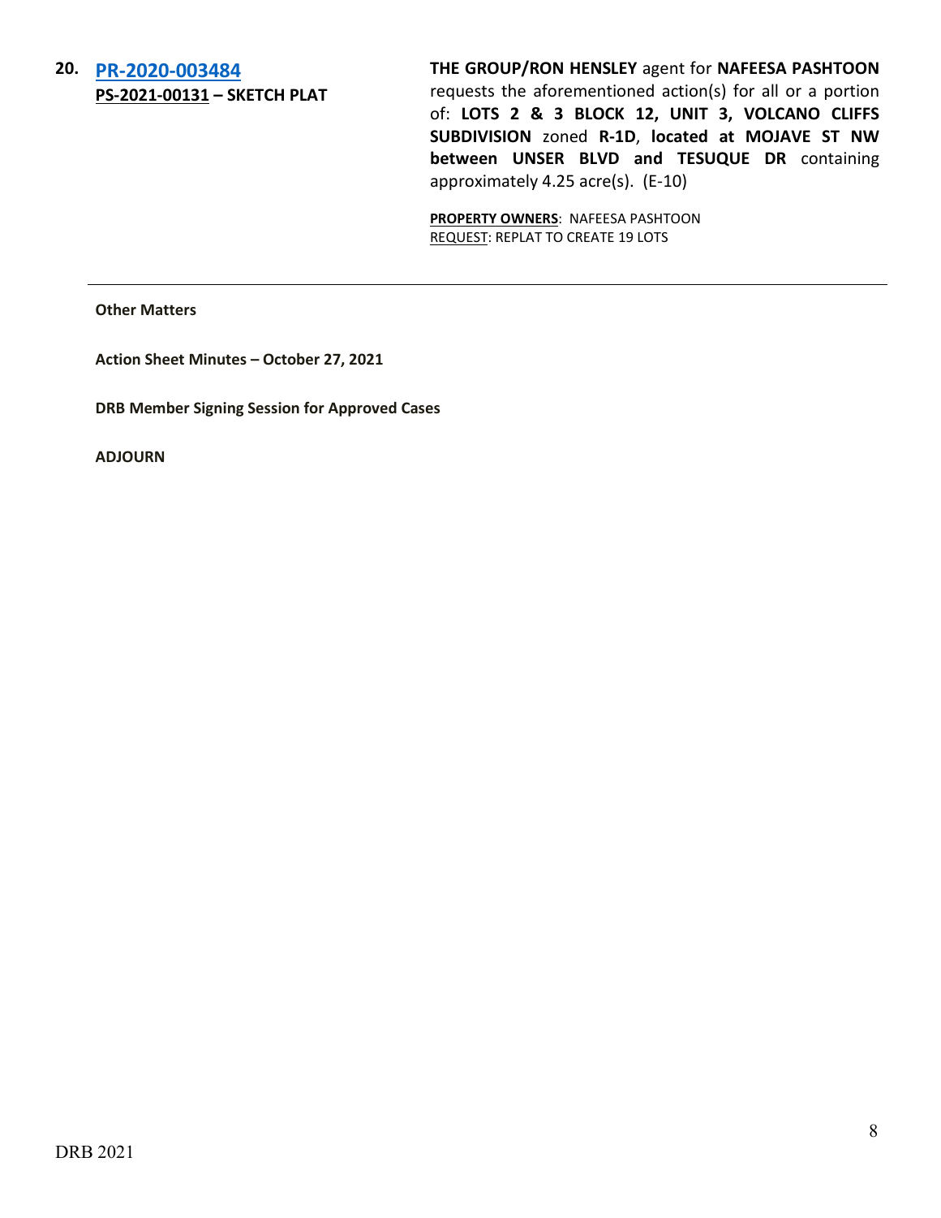**20.** **[PR-2020-003484](PR-2020-003484)**
**PS-2021-00131 – SKETCH PLAT**

**THE GROUP/RON HENSLEY** agent for **NAFEESA PASHTOON** requests the aforementioned action(s) for all or a portion of: **LOTS 2 & 3 BLOCK 12, UNIT 3, VOLCANO CLIFFS SUBDIVISION** zoned **R-1D**, **located at MOJAVE ST NW between UNSER BLVD and TESUQUE DR** containing approximately 4.25 acre(s). (E-10)

**PROPERTY OWNERS**: NAFEESA PASHTOON
REQUEST: REPLAT TO CREATE 19 LOTS

---

**Other Matters**

**Action Sheet Minutes – October 27, 2021**

**DRB Member Signing Session for Approved Cases**

**ADJOURN**

DRB 2021